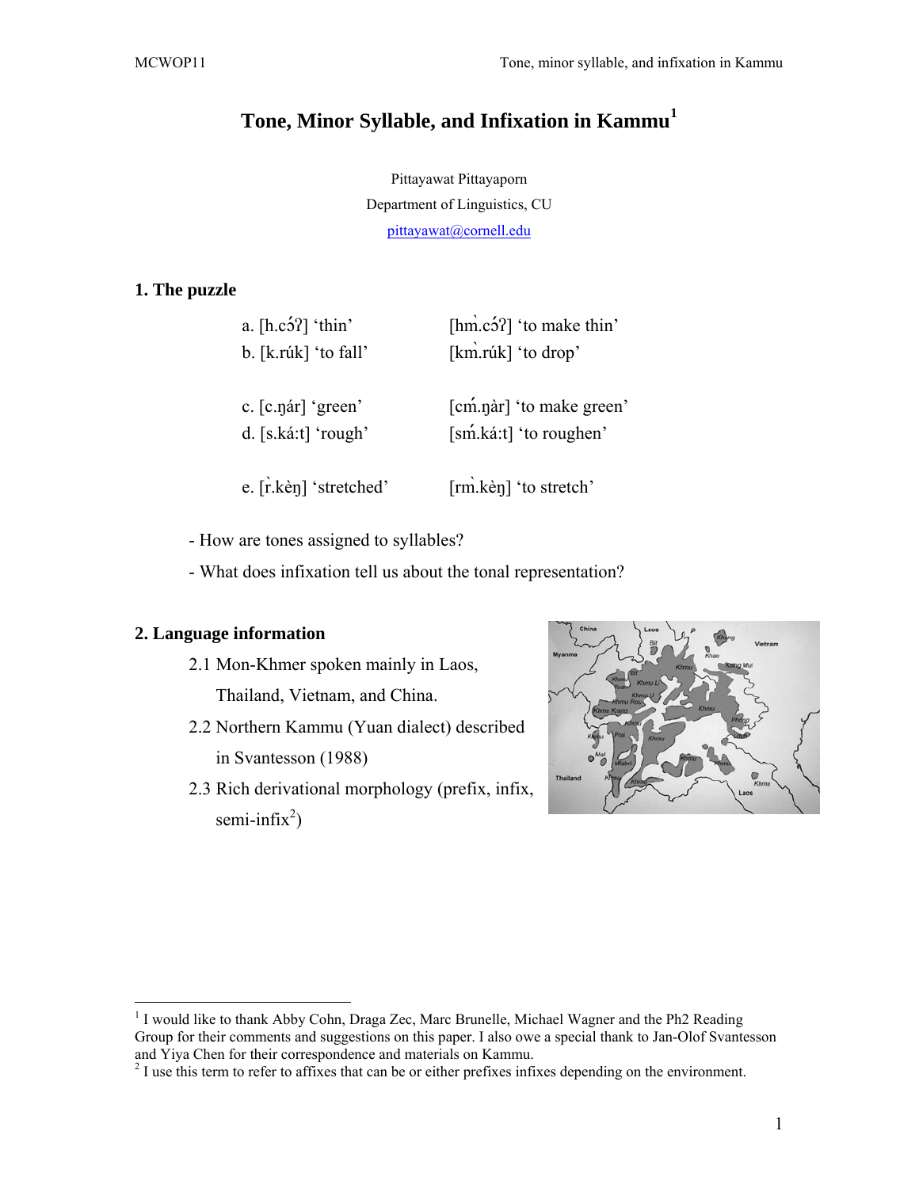# Tone, Minor Syllable, and Infixation in Kammu[1]

Pittayawat Pittayaporn
Department of Linguistics, CU
pittayawat@cornell.edu

## 1. The puzzle

a. [h.cɔ́ʔ] 'thin' [hm̀.cɔ́ʔ] 'to make thin'
b. [k.rúk] 'to fall' [km̀.rúk] 'to drop'

c. [c.ŋár] 'green' [cḿ.ŋàr] 'to make green'
d. [s.káːt] 'rough' [sḿ.káːt] 'to roughen'

e. [r̀.kèŋ] 'stretched' [rm̀.kèŋ] 'to stretch'

- How are tones assigned to syllables?
- What does infixation tell us about the tonal representation?

## 2. Language information

2.1 Mon-Khmer spoken mainly in Laos, Thailand, Vietnam, and China.

2.2 Northern Kammu (Yuan dialect) described in Svantesson (1988)

2.3 Rich derivational morphology (prefix, infix, semi-infix[2])

---

[1] I would like to thank Abby Cohn, Draga Zec, Marc Brunelle, Michael Wagner and the Ph2 Reading Group for their comments and suggestions on this paper. I also owe a special thank to Jan-Olof Svantesson and Yiya Chen for their correspondence and materials on Kammu.

[2] I use this term to refer to affixes that can be or either prefixes infixes depending on the environment.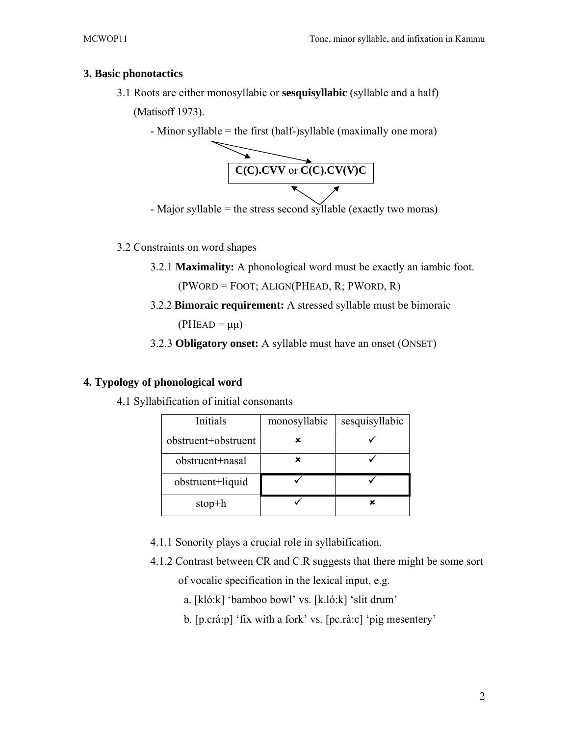## 3. Basic phonotactics

3.1 Roots are either monosyllabic or **sesquisyllabic** (syllable and a half) (Matisoff 1973).

- Minor syllable = the first (half-)syllable (maximally one mora)

**C(C).CVV** or **C(C).CV(V)C**

- Major syllable = the stress second syllable (exactly two moras)

3.2 Constraints on word shapes

3.2.1 **Maximality:** A phonological word must be exactly an iambic foot. (PWORD = FOOT; ALIGN(PHEAD, R; PWORD, R)

3.2.2 **Bimoraic requirement:** A stressed syllable must be bimoraic (PHEAD = μμ)

3.2.3 **Obligatory onset:** A syllable must have an onset (ONSET)

## 4. Typology of phonological word

4.1 Syllabification of initial consonants

| Initials | monosyllabic | sesquisyllabic |
|---|---|---|
| obstruent+obstruent | ✗ | ✓ |
| obstruent+nasal | ✗ | ✓ |
| obstruent+liquid | ✓ | ✓ |
| stop+h | ✓ | ✗ |

4.1.1 Sonority plays a crucial role in syllabification.

4.1.2 Contrast between CR and C.R suggests that there might be some sort of vocalic specification in the lexical input, e.g.

a. [kló:k] 'bamboo bowl' vs. [k.ló:k] 'slit drum'

b. [p.crá:p] 'fix with a fork' vs. [pc.rà:c] 'pig mesentery'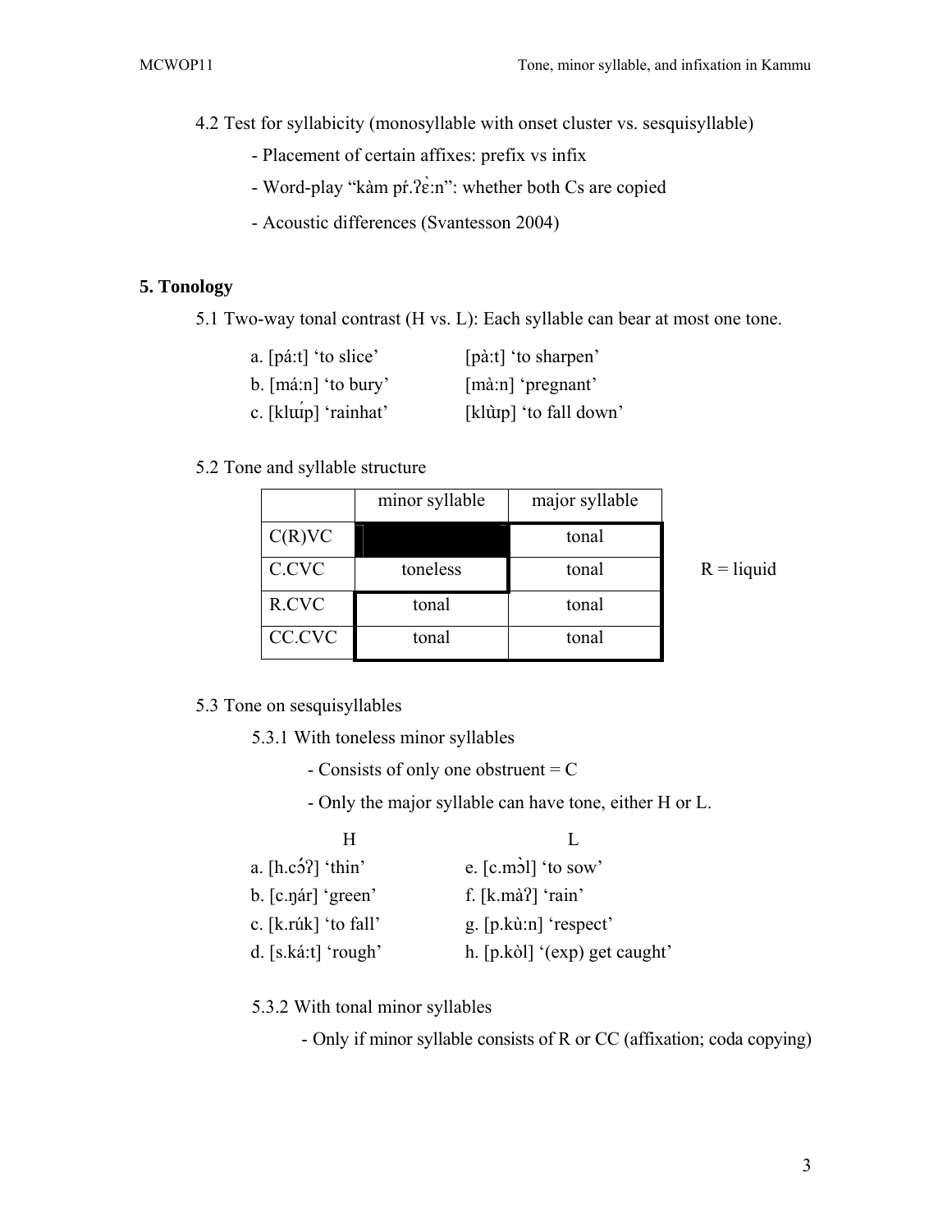4.2 Test for syllabicity (monosyllable with onset cluster vs. sesquisyllable)

- Placement of certain affixes: prefix vs infix
- Word-play "kàm pŕ.ʔɛ̀:n": whether both Cs are copied
- Acoustic differences (Svantesson 2004)

## 5. Tonology

5.1 Two-way tonal contrast (H vs. L): Each syllable can bear at most one tone.

| | |
|---|---|
| a. [pá:t] 'to slice' | [pà:t] 'to sharpen' |
| b. [má:n] 'to bury' | [mà:n] 'pregnant' |
| c. [klɯ́p] 'rainhat' | [klɯ̀p] 'to fall down' |

5.2 Tone and syllable structure

| | minor syllable | major syllable |
|---|---|---|
| C(R)VC | | tonal |
| C.CVC | toneless | tonal |
| R.CVC | tonal | tonal |
| CC.CVC | tonal | tonal |

R = liquid

5.3 Tone on sesquisyllables

5.3.1 With toneless minor syllables

- Consists of only one obstruent = C
- Only the major syllable can have tone, either H or L.

| H | L |
|---|---|
| a. [h.cɔ́ʔ] 'thin' | e. [c.mɔ̀l] 'to sow' |
| b. [c.ŋár] 'green' | f. [k.màʔ] 'rain' |
| c. [k.rúk] 'to fall' | g. [p.kù:n] 'respect' |
| d. [s.ká:t] 'rough' | h. [p.kòl] '(exp) get caught' |

5.3.2 With tonal minor syllables

- Only if minor syllable consists of R or CC (affixation; coda copying)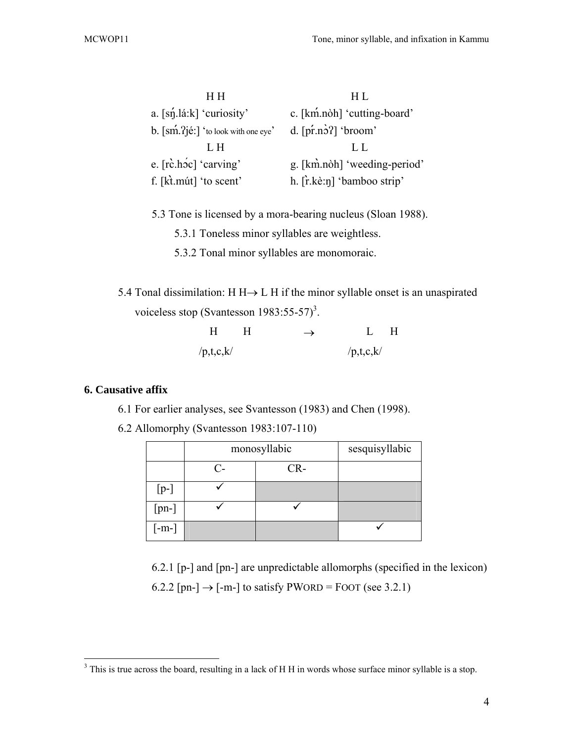| H H | H L |
|---|---|
| a. [sŋ́.lá:k] 'curiosity' | c. [kḿ.nòh] 'cutting-board' |
| b. [sḿ.ʔjé:] 'to look with one eye' | d. [pŕ.nɔ̀ʔ] 'broom' |
| **L H** | **L L** |
| e. [rɛ̀.hɔ́c] 'carving' | g. [km̀.nòh] 'weeding-period' |
| f. [kt̀.mút] 'to scent' | h. [r̀.kè:ŋ] 'bamboo strip' |

5.3 Tone is licensed by a mora-bearing nucleus (Sloan 1988).

- 5.3.1 Toneless minor syllables are weightless.
- 5.3.2 Tonal minor syllables are monomoraic.

5.4 Tonal dissimilation: H H→ L H if the minor syllable onset is an unaspirated voiceless stop (Svantesson 1983:55-57)[3].

```
  H     H       →       L    H
/p,t,c,k/             /p,t,c,k/
```

## 6. Causative affix

6.1 For earlier analyses, see Svantesson (1983) and Chen (1998).

6.2 Allomorphy (Svantesson 1983:107-110)

| | monosyllabic | | sesquisyllabic |
|---|---|---|---|
| | C- | CR- | |
| [p-] | ✓ | | |
| [pn-] | ✓ | ✓ | |
| [-m-] | | | ✓ |

6.2.1 [p-] and [pn-] are unpredictable allomorphs (specified in the lexicon)

6.2.2 [pn-] → [-m-] to satisfy PWORD = FOOT (see 3.2.1)

[3] This is true across the board, resulting in a lack of H H in words whose surface minor syllable is a stop.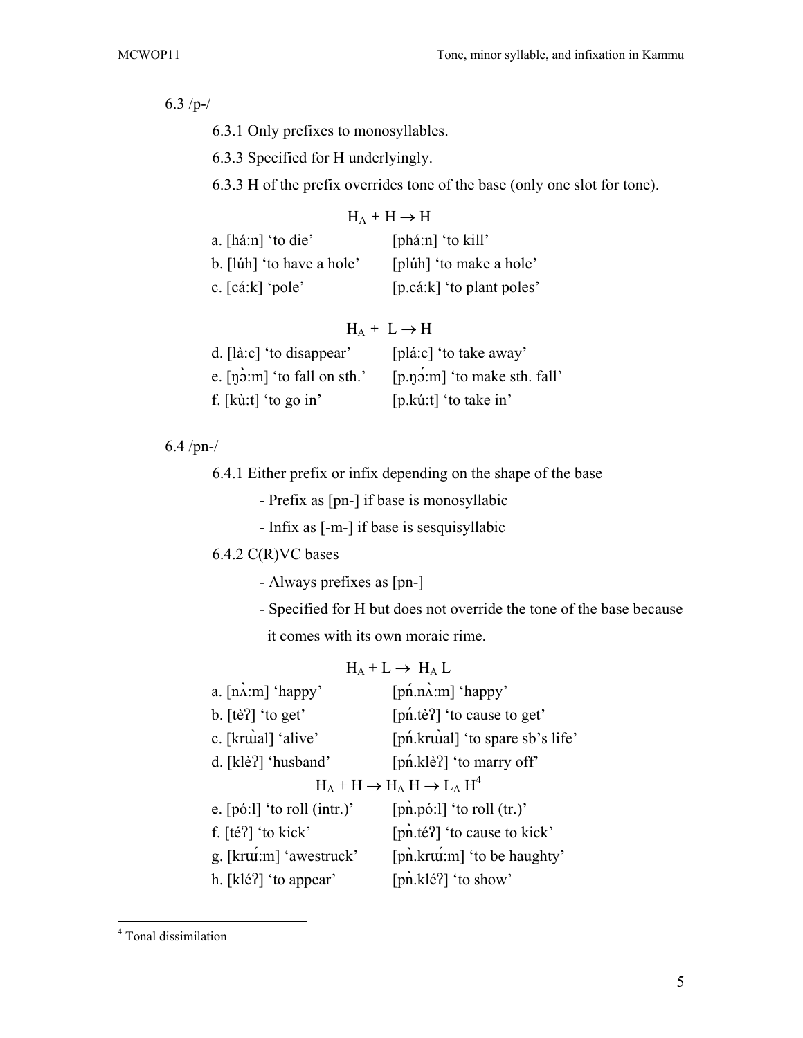6.3 /p-/

6.3.1 Only prefixes to monosyllables.

6.3.3 Specified for H underlyingly.

6.3.3 H of the prefix overrides tone of the base (only one slot for tone).

$$H_A + H \rightarrow H$$

a. [há:n] 'to die' [phá:n] 'to kill'

b. [lúh] 'to have a hole' [plúh] 'to make a hole'

c. [cá:k] 'pole' [p.cá:k] 'to plant poles'

$$H_A + L \rightarrow H$$

d. [là:c] 'disappear' [plá:c] 'to take away'

e. [ŋɔ̀:m] 'to fall on sth.' [p.ŋɔ́:m] 'to make sth. fall'

f. [kù:t] 'to go in' [p.kú:t] 'to take in'

6.4 /pn-/

6.4.1 Either prefix or infix depending on the shape of the base

- Prefix as [pn-] if base is monosyllabic
- Infix as [-m-] if base is sesquisyllabic

6.4.2 C(R)VC bases

- Always prefixes as [pn-]
- Specified for H but does not override the tone of the base because it comes with its own moraic rime.

$$H_A + L \rightarrow H_A\ L$$

a. [nʌ̀:m] 'happy' [pń.nʌ̀:m] 'happy'

b. [tèʔ] 'to get' [pń.tèʔ] 'to cause to get'

c. [krɯ̀al] 'alive' [pń.krɯ̀al] 'to spare sb's life'

d. [klèʔ] 'husband' [pń.klèʔ] 'to marry off'

$$H_A + H \rightarrow H_A\ H \rightarrow L_A\ H$$ [4]

e. [pó:l] 'to roll (intr.)' [pǹ.pó:l] 'to roll (tr.)'

f. [téʔ] 'to kick' [pǹ.téʔ] 'to cause to kick'

g. [krɯ́:m] 'awestruck' [pǹ.krɯ́:m] 'to be haughty'

h. [kléʔ] 'to appear' [pǹ.kléʔ] 'to show'

---

[4] Tonal dissimilation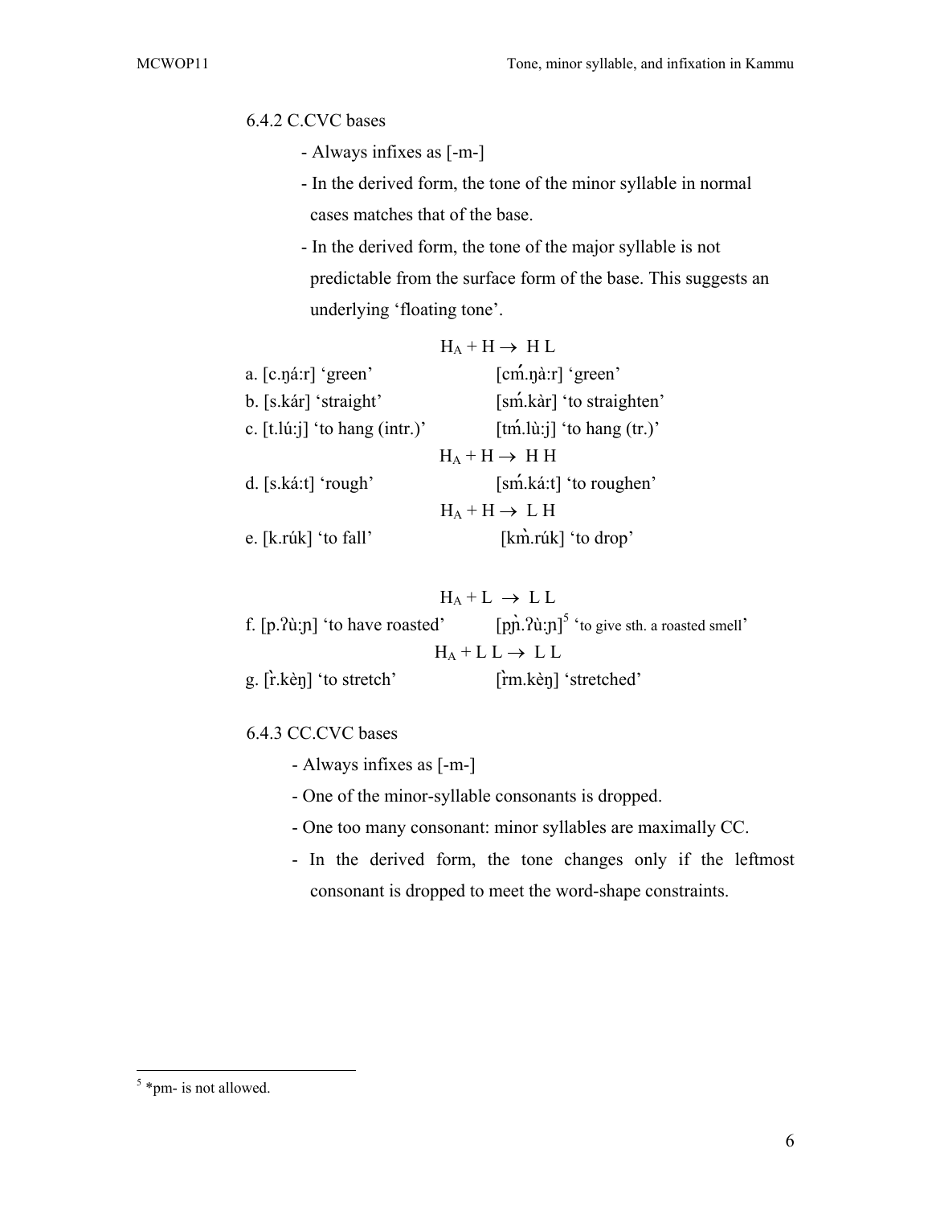6.4.2 C.CVC bases

- Always infixes as [-m-]
- In the derived form, the tone of the minor syllable in normal cases matches that of the base.
- In the derived form, the tone of the major syllable is not predictable from the surface form of the base. This suggests an underlying 'floating tone'.

$H_A + H \rightarrow$ H L

a. [c.ŋá:r] 'green' [cḿ.ŋà:r] 'green'

b. [s.kár] 'straight' [sḿ.kàr] 'to straighten'

c. [t.lú:j] 'to hang (intr.)' [tḿ.lù:j] 'to hang (tr.)'

$H_A + H \rightarrow$ H H

d. [s.ká:t] 'rough' [sḿ.ká:t] 'to roughen'

$H_A + H \rightarrow$ L H

e. [k.rúk] 'to fall' [km̀.rúk] 'to drop'

$H_A + L \rightarrow$ L L

f. [p.ʔù:ɲ] 'to have roasted' [pɲ̀.ʔù:ɲ][5] 'to give sth. a roasted smell'

$H_A +$ L L $\rightarrow$ L L

g. [r̀.kèŋ] 'to stretch' [r̀m.kèŋ] 'stretched'

6.4.3 CC.CVC bases

- Always infixes as [-m-]
- One of the minor-syllable consonants is dropped.
- One too many consonant: minor syllables are maximally CC.
- In the derived form, the tone changes only if the leftmost consonant is dropped to meet the word-shape constraints.

[5] *pm- is not allowed.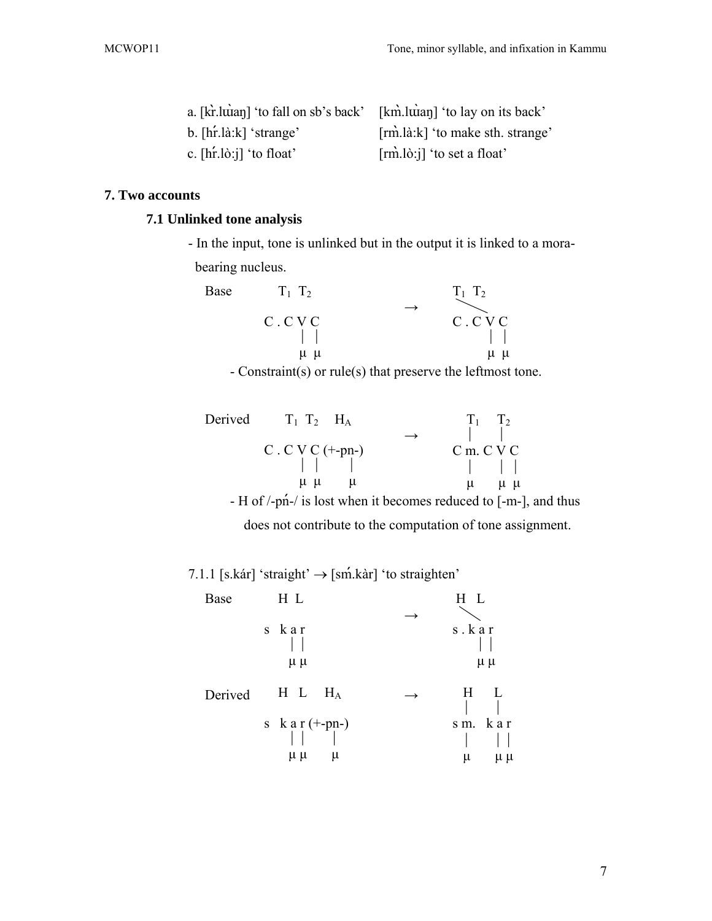a. [kr̀.lɯ̀aŋ] 'to fall on sb's back'  [km̀.lɯ̀aŋ] 'to lay on its back'
b. [hŕ.là:k] 'strange'  [rm̀.là:k] 'to make sth. strange'
c. [hŕ.lò:j] 'to float'  [rm̀.lò:j] 'to set a float'

## 7. Two accounts

### 7.1 Unlinked tone analysis

- In the input, tone is unlinked but in the output it is linked to a mora-bearing nucleus.

```
Base        T1  T2                       T1  T2
                            →              ╲
          C . C V C                   C . C V C
                |  |                        |  |
                μ  μ                        μ  μ
```

- Constraint(s) or rule(s) that preserve the leftmost tone.

```
Derived      T1  T2    HA                  T1     T2
                                  →        |      |
          C . C V C (+-pn-)             C m. C V C
                |  |      |                |      |  |
                μ  μ      μ                μ      μ  μ
```

- H of /-pń-/ is lost when it becomes reduced to [-m-], and thus does not contribute to the computation of tone assignment.

7.1.1 [s.kár] 'straight' → [sḿ.kàr] 'to straighten'

```
Base        H  L                          H   L
                            →              ╲
          s   k a r                    s . k a r
                |  |                         |  |
                μ  μ                         μ  μ

Derived     H  L    HA      →            H      L
                                         |      |
          s   k a r (+-pn-)            s m.   k a r
                |  |     |               |      |  |
                μ  μ     μ               μ      μ  μ
```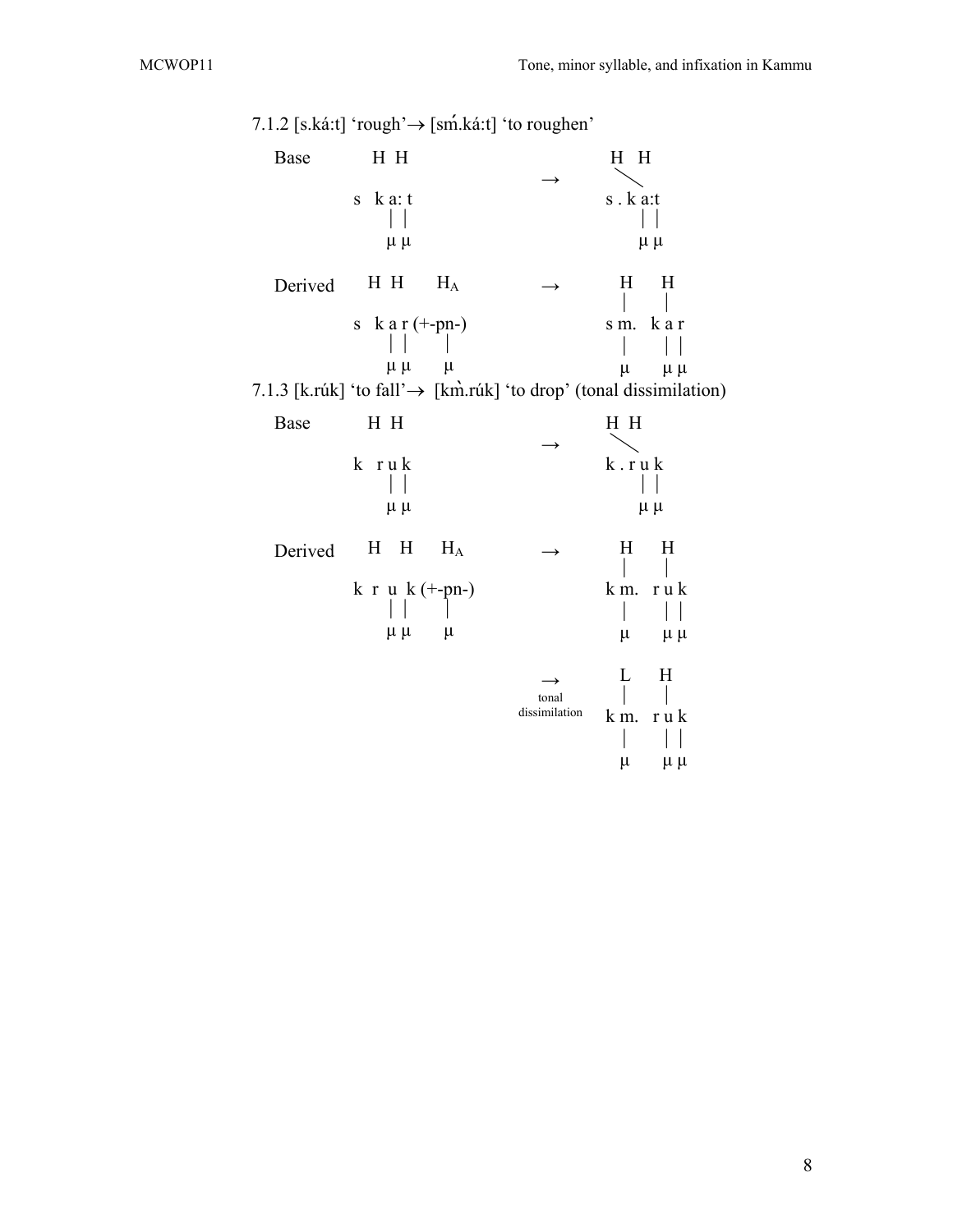7.1.2 [s.ká:t] 'rough'→ [sḿ.ká:t] 'to roughen'

```
Base         H  H                            H   H
                                    →         ╲
          s   k a: t                       s . k a:t
              |  |                               |  |
              μ  μ                               μ  μ

Derived    H  H      H_A            →        H      H
                                             |      |
          s   k a r (+-pn-)                s m.   k a r
              |  |      |                    |      |  |
              μ  μ      μ                    μ      μ  μ
```

7.1.3 [k.rúk] 'to fall'→ [km̀.rúk] 'to drop' (tonal dissimilation)

```
Base         H  H                          H  H
                                    →       ╲
          k   r u k                       k . r u k
              |  |                              |  |
              μ  μ                              μ  μ

Derived    H    H     H_A           →        H      H
                                             |      |
          k  r  u  k (+-pn-)              k m.   r u k
             |  |       |                    |      |  |
             μ  μ       μ                    μ      μ  μ

                                    →        L      H
                                 tonal       |      |
                              dissimilation k m.   r u k
                                             |      |  |
                                             μ      μ  μ
```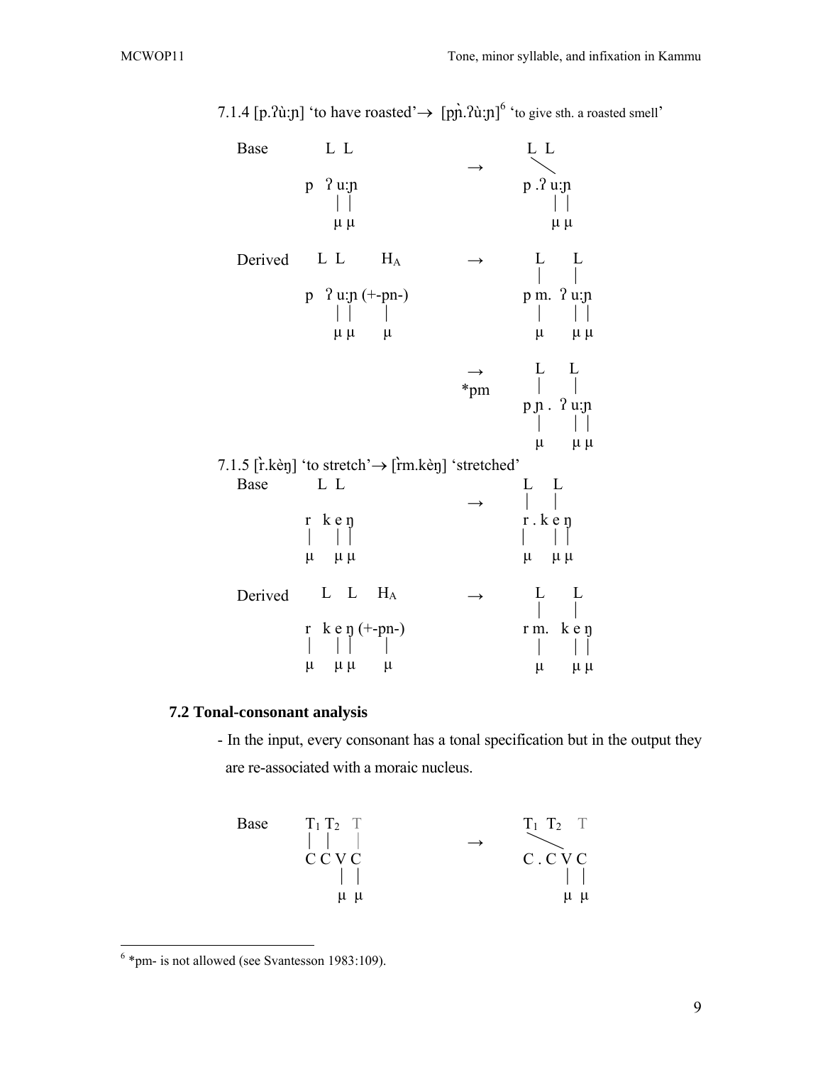7.1.4 [p.ʔùːɲ] 'to have roasted'→ [pɲ̀.ʔùːɲ][6] 'to give sth. a roasted smell'

```
Base          L  L                         L  L
                                  →        ╲
          p   ʔ u:ɲ                      p .ʔ u:ɲ
                │ │                              │ │
                μ μ                              μ μ

Derived     L  L        HA        →        L       L
                                           │       │
          p   ʔ u:ɲ (+-pn-)              p m.  ʔ u:ɲ
                │ │       │                │       │ │
                μ μ       μ                μ       μ μ

                                  →        L      L
                                *pm        │      │
                                         p ɲ .  ʔ u:ɲ
                                           │      │ │
                                           μ      μ μ
```

7.1.5 [r̀.kèŋ] 'to stretch'→ [r̀m.kèŋ] 'stretched'

```
Base        L  L                         L     L
                                  →      │     │
          r   k e ŋ                      r . k e ŋ
          │     │ │                      │     │ │
          μ     μ μ                      μ     μ μ

Derived      L    L    HA         →        L       L
                                           │       │
          r   k e ŋ (+-pn-)              r m.   k e ŋ
          │     │ │       │                │       │ │
          μ     μ μ       μ                μ       μ μ
```

### 7.2 Tonal-consonant analysis

- In the input, every consonant has a tonal specification but in the output they are re-associated with a moraic nucleus.

```
Base      T1 T2   T                      T1  T2    T
          │  │    │               →       ╲
          C C V C                        C . C V C
              │ │                              │ │
              μ  μ                             μ  μ
```

[6] *pm- is not allowed (see Svantesson 1983:109).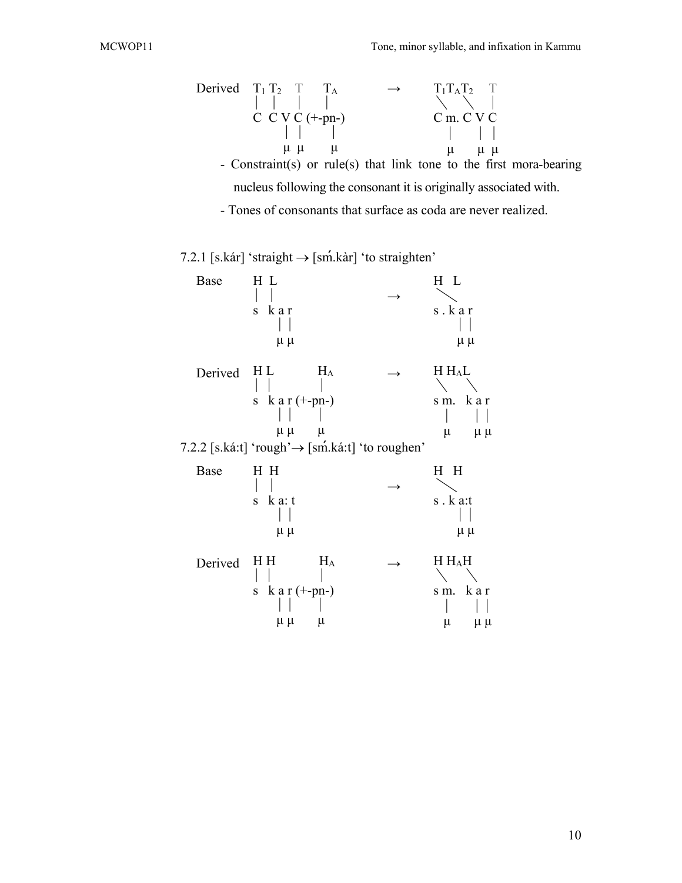```
Derived   T1 T2   T      TA            →        T1TA T2    T
          |  |    |      |                      \    \     |
          C  C V  C (+-pn-)                     C m. C V   C
               |  |      |                        |      |  |
               μ  μ      μ                        μ      μ  μ
```

- Constraint(s) or rule(s) that link tone to the first mora-bearing nucleus following the consonant it is originally associated with.
- Tones of consonants that surface as coda are never realized.

7.2.1 [s.kár] 'straight → [sḿ.kàr] 'to straighten'

```
Base      H  L                                  H   L
          |  |                         →         \
          s  k a r                              s . k a r
               | |                                    | |
               μ μ                                    μ μ

Derived   H L          HA              →        H HAL
          | |          |                        \    \
          s  k a r (+-pn-)                      s m.   k a r
               | |     |                          |      | |
               μ μ     μ                          μ      μ μ
```

7.2.2 [s.ká:t] 'rough'→ [sḿ.ká:t] 'to roughen'

```
Base      H  H                                  H   H
          |  |                         →         \
          s  k a: t                             s . k a:t
               | |                                    | |
               μ μ                                    μ μ

Derived   H H          HA              →        H HAH
          | |          |                        \    \
          s  k a r (+-pn-)                      s m.   k a r
               | |     |                          |      | |
               μ μ     μ                          μ      μ μ
```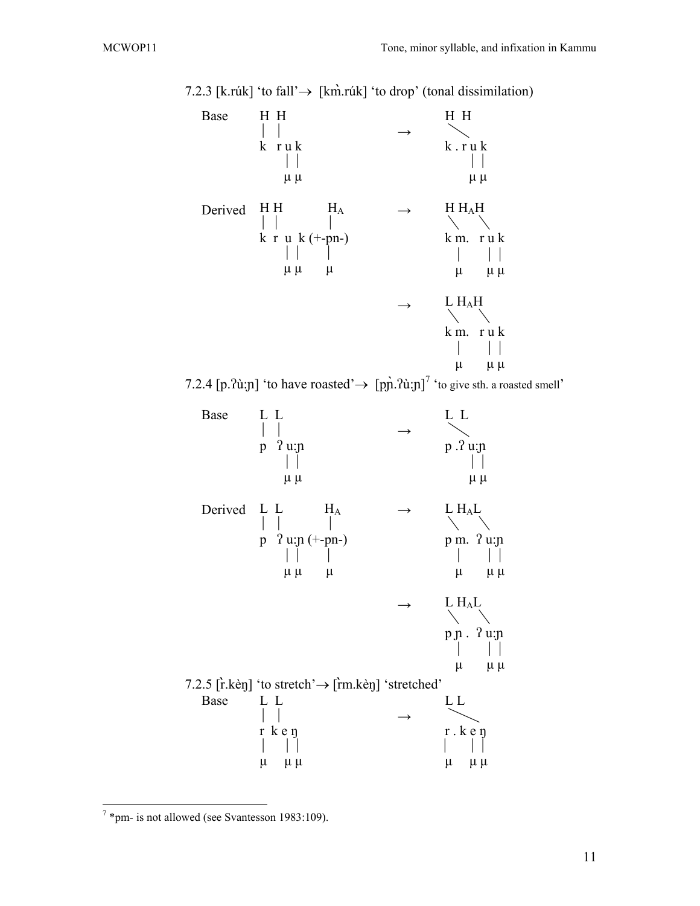7.2.3 [k.rúk] 'to fall'→ [km̀.rúk] 'to drop' (tonal dissimilation)

```
Base     H  H                    →    H  H
         |  |                         \
         k  r u k                     k . r u k
              | |                           | |
              μ μ                           μ μ

Derived  H H          H_A        →    H H_A H
         | |          |               \     \
         k r u k (+-pn-)              k m.  r u k
             | |      |                 |     | |
             μ μ      μ                 μ     μ μ

                                 →    L H_A H
                                      \     \
                                      k m.  r u k
                                        |     | |
                                        μ     μ μ
```

7.2.4 [p.ʔù:ɲ] 'to have roasted'→ [pɲ̀.ʔù:ɲ][7] 'to give sth. a roasted smell'

```
Base     L  L                    →    L  L
         |  |                         \
         p  ʔ u:ɲ                     p .ʔ u:ɲ
              | |                          | |
              μ μ                          μ μ

Derived  L  L         H_A        →    L H_A L
         |  |         |               \     \
         p  ʔ u:ɲ (+-pn-)             p m.  ʔ u:ɲ
              | |     |                 |      | |
              μ μ     μ                 μ      μ μ

                                 →    L H_A L
                                      \     \
                                      p ɲ .  ʔ u:ɲ
                                        |      | |
                                        μ      μ μ
```

7.2.5 [r̀.kèŋ] 'to stretch'→ [r̀m.kèŋ] 'stretched'

```
Base     L  L                    →    L L
         |  |                         \
         r  k e ŋ                     r . k e ŋ
         |    | |                     |     | |
         μ    μ μ                     μ     μ μ
```

---

[7] *pm- is not allowed (see Svantesson 1983:109).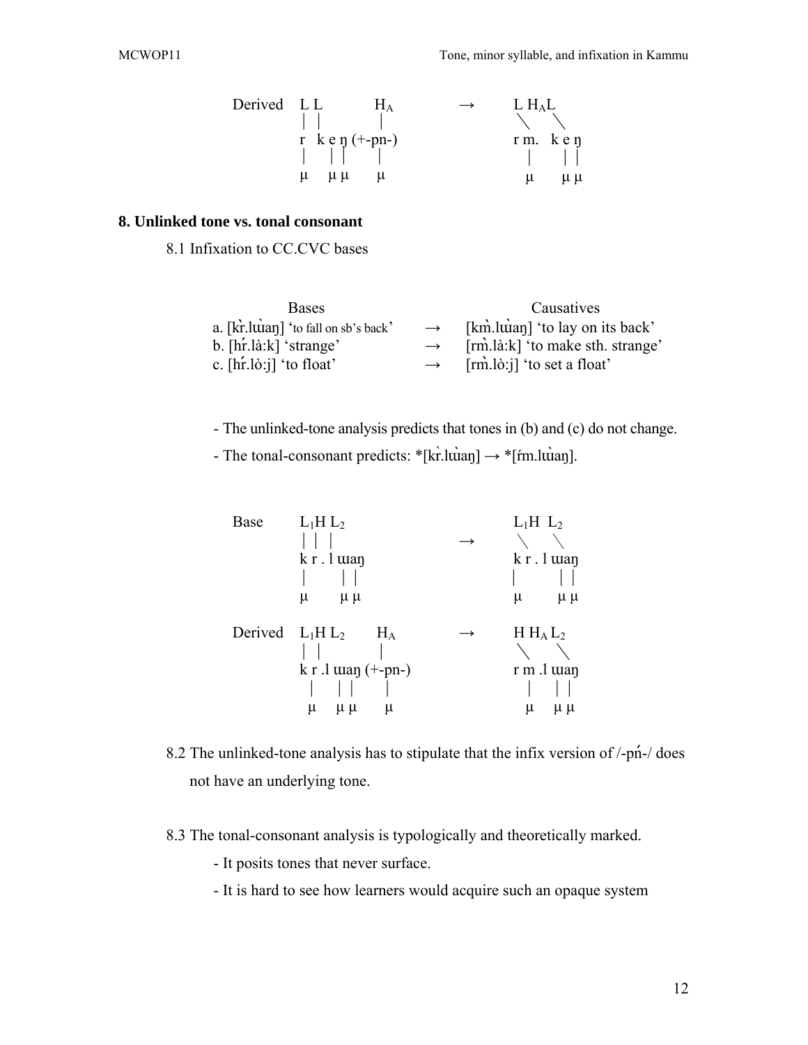```
Derived   L L          H_A          →        L H_A L
          | |          |                      \    \
          r   k e ŋ (+-pn-)                  r m.   k e ŋ
          |   | |      |                        |      | |
          μ   μ μ      μ                        μ      μ μ
```

## 8. Unlinked tone vs. tonal consonant

8.1 Infixation to CC.CVC bases

| Bases | | Causatives |
|---|---|---|
| a. [kr̀.lɯ̀aŋ] 'to fall on sb's back' | → | [km̀.lɯ̀aŋ] 'to lay on its back' |
| b. [hŕ.là:k] 'strange' | → | [rm̀.là:k] 'to make sth. strange' |
| c. [hŕ.lò:j] 'to float' | → | [rm̀.lò:j] 'to set a float' |

- The unlinked-tone analysis predicts that tones in (b) and (c) do not change.
- The tonal-consonant predicts: *[kr̀.lɯ̀aŋ] → *[ŕm.lɯ̀aŋ].

```
Base      L_1 H L_2                          L_1 H  L_2
          |   |  |               →             \     \
          k  r . l ɯaŋ                        k r . l ɯaŋ
          |        | |                        |        | |
          μ        μ μ                        μ        μ μ

Derived   L_1 H L_2      H_A     →            H H_A L_2
          |   |          |                     \     \
          k r .l ɯaŋ (+-pn-)                  r m .l ɯaŋ
            |   | |      |                      |    | |
            μ   μ μ      μ                      μ    μ μ
```

8.2 The unlinked-tone analysis has to stipulate that the infix version of /-pń-/ does not have an underlying tone.

8.3 The tonal-consonant analysis is typologically and theoretically marked.

- It posits tones that never surface.
- It is hard to see how learners would acquire such an opaque system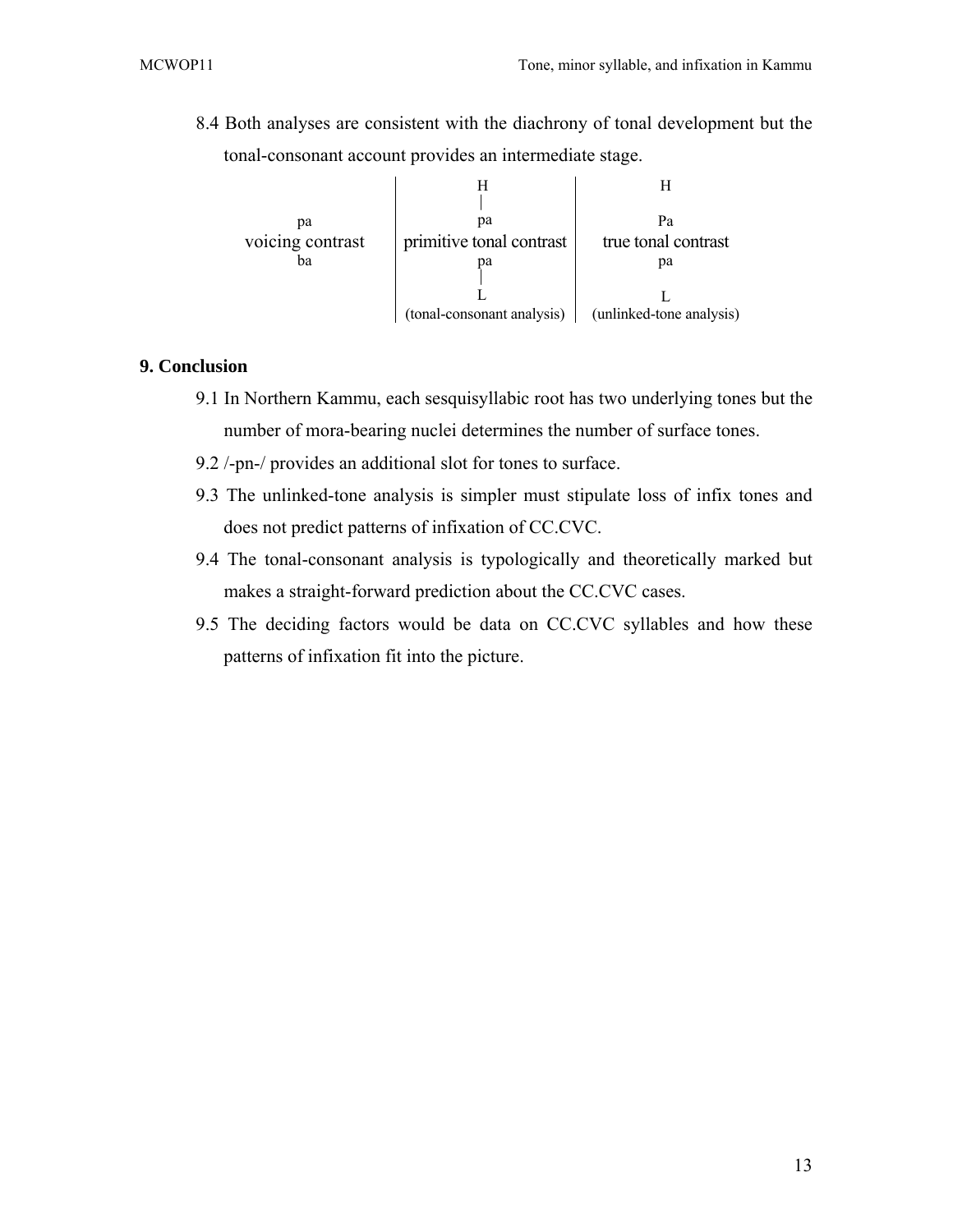8.4 Both analyses are consistent with the diachrony of tonal development but the tonal-consonant account provides an intermediate stage.

```
                      |            H               |            H
                      |            |               |
        pa            |            pa              |            Pa
  voicing contrast    |  primitive tonal contrast  |    true tonal contrast
        ba            |            pa              |            pa
                      |            |               |
                      |            L               |            L
                      | (tonal-consonant analysis) |  (unlinked-tone analysis)
```

## 9. Conclusion

9.1 In Northern Kammu, each sesquisyllabic root has two underlying tones but the number of mora-bearing nuclei determines the number of surface tones.

9.2 /-pn-/ provides an additional slot for tones to surface.

9.3 The unlinked-tone analysis is simpler must stipulate loss of infix tones and does not predict patterns of infixation of CC.CVC.

9.4 The tonal-consonant analysis is typologically and theoretically marked but makes a straight-forward prediction about the CC.CVC cases.

9.5 The deciding factors would be data on CC.CVC syllables and how these patterns of infixation fit into the picture.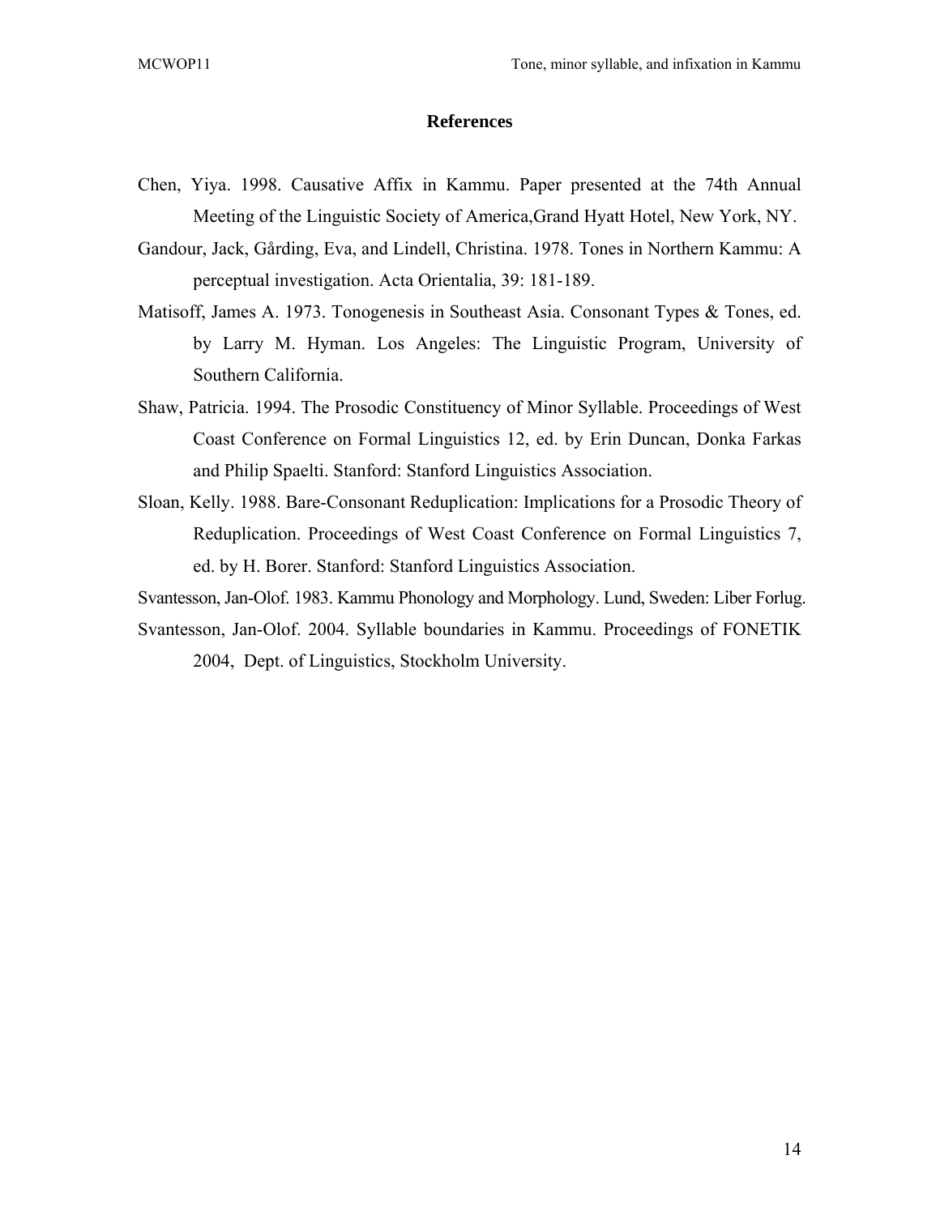## References

Chen, Yiya. 1998. Causative Affix in Kammu. Paper presented at the 74th Annual Meeting of the Linguistic Society of America,Grand Hyatt Hotel, New York, NY.

Gandour, Jack, Gårding, Eva, and Lindell, Christina. 1978. Tones in Northern Kammu: A perceptual investigation. Acta Orientalia, 39: 181-189.

Matisoff, James A. 1973. Tonogenesis in Southeast Asia. Consonant Types & Tones, ed. by Larry M. Hyman. Los Angeles: The Linguistic Program, University of Southern California.

Shaw, Patricia. 1994. The Prosodic Constituency of Minor Syllable. Proceedings of West Coast Conference on Formal Linguistics 12, ed. by Erin Duncan, Donka Farkas and Philip Spaelti. Stanford: Stanford Linguistics Association.

Sloan, Kelly. 1988. Bare-Consonant Reduplication: Implications for a Prosodic Theory of Reduplication. Proceedings of West Coast Conference on Formal Linguistics 7, ed. by H. Borer. Stanford: Stanford Linguistics Association.

Svantesson, Jan-Olof. 1983. Kammu Phonology and Morphology. Lund, Sweden: Liber Forlug.

Svantesson, Jan-Olof. 2004. Syllable boundaries in Kammu. Proceedings of FONETIK 2004, Dept. of Linguistics, Stockholm University.